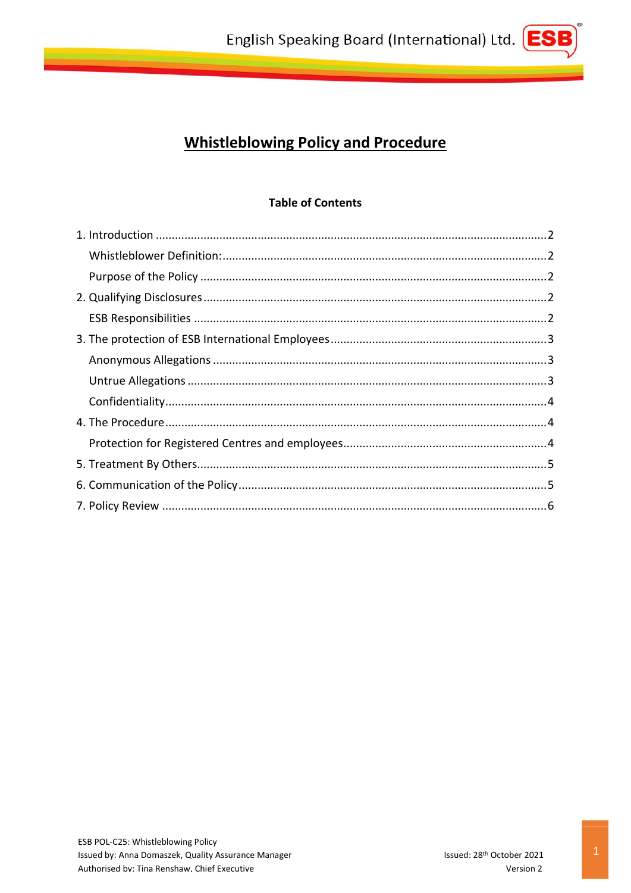# Whistleblowing Policy and Procedure

**Table of Contents**

1. Introduction ........................................................................................................................2
   - Whistleblower Definition: ....................................................................................................2
   - Purpose of the Policy ..........................................................................................................2
2. Qualifying Disclosures ..........................................................................................................2
   - ESB Responsibilities ...........................................................................................................2
3. The protection of ESB International Employees ...................................................................3
   - Anonymous Allegations .......................................................................................................3
   - Untrue Allegations ..............................................................................................................3
   - Confidentiality.....................................................................................................................4
4. The Procedure......................................................................................................................4
   - Protection for Registered Centres and employees...............................................................4
5. Treatment By Others............................................................................................................5
6. Communication of the Policy ...............................................................................................5
7. Policy Review .......................................................................................................................6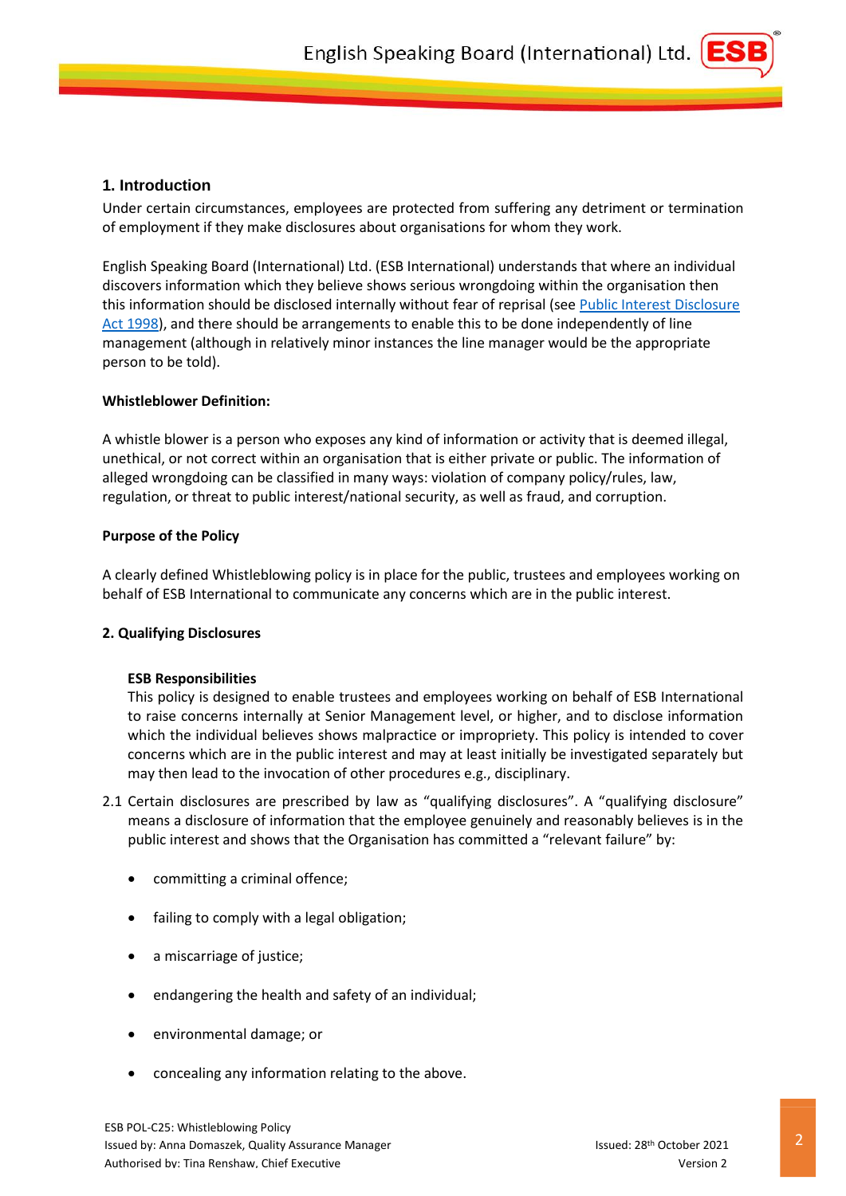## 1. Introduction

Under certain circumstances, employees are protected from suffering any detriment or termination of employment if they make disclosures about organisations for whom they work.

English Speaking Board (International) Ltd. (ESB International) understands that where an individual discovers information which they believe shows serious wrongdoing within the organisation then this information should be disclosed internally without fear of reprisal (see Public Interest Disclosure Act 1998), and there should be arrangements to enable this to be done independently of line management (although in relatively minor instances the line manager would be the appropriate person to be told).

**Whistleblower Definition:**

A whistle blower is a person who exposes any kind of information or activity that is deemed illegal, unethical, or not correct within an organisation that is either private or public. The information of alleged wrongdoing can be classified in many ways: violation of company policy/rules, law, regulation, or threat to public interest/national security, as well as fraud, and corruption.

**Purpose of the Policy**

A clearly defined Whistleblowing policy is in place for the public, trustees and employees working on behalf of ESB International to communicate any concerns which are in the public interest.

**2. Qualifying Disclosures**

**ESB Responsibilities**

This policy is designed to enable trustees and employees working on behalf of ESB International to raise concerns internally at Senior Management level, or higher, and to disclose information which the individual believes shows malpractice or impropriety. This policy is intended to cover concerns which are in the public interest and may at least initially be investigated separately but may then lead to the invocation of other procedures e.g., disciplinary.

2.1 Certain disclosures are prescribed by law as "qualifying disclosures". A "qualifying disclosure" means a disclosure of information that the employee genuinely and reasonably believes is in the public interest and shows that the Organisation has committed a "relevant failure" by:

- committing a criminal offence;
- failing to comply with a legal obligation;
- a miscarriage of justice;
- endangering the health and safety of an individual;
- environmental damage; or
- concealing any information relating to the above.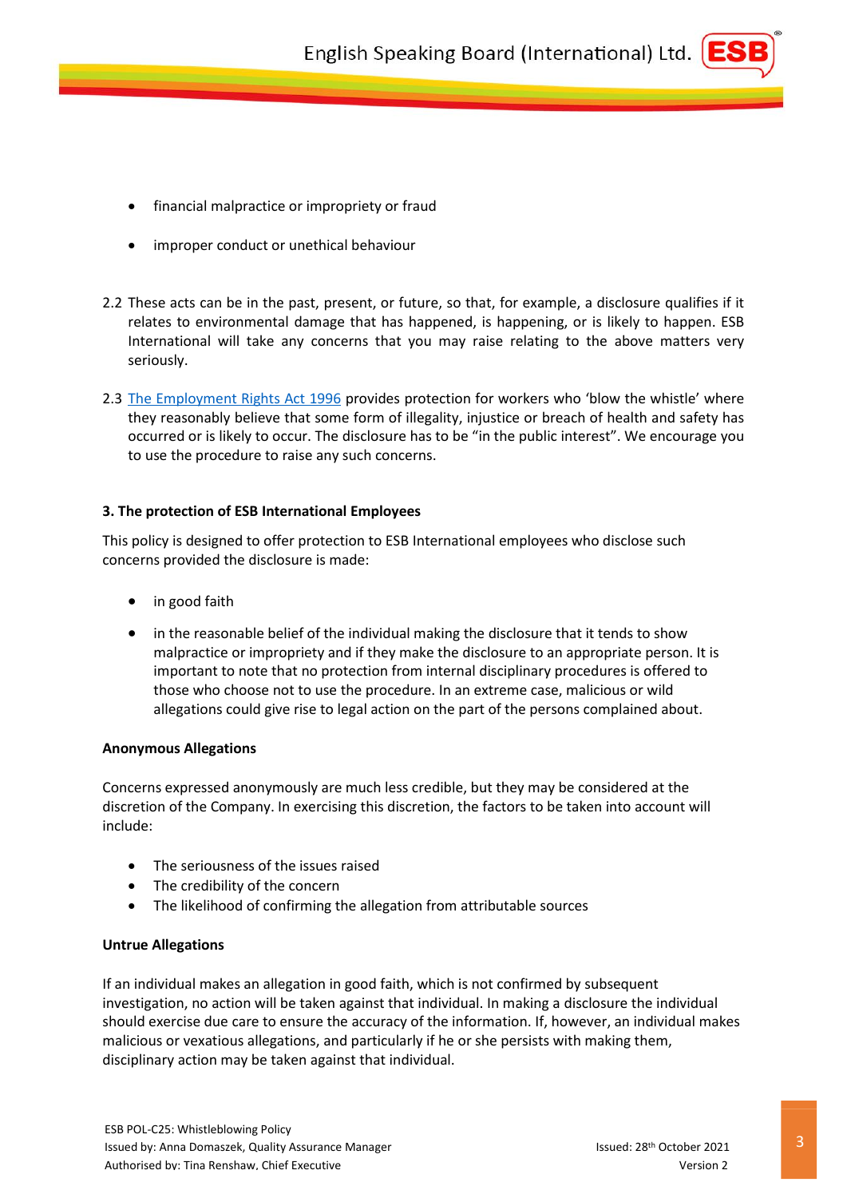- financial malpractice or impropriety or fraud
- improper conduct or unethical behaviour

2.2 These acts can be in the past, present, or future, so that, for example, a disclosure qualifies if it relates to environmental damage that has happened, is happening, or is likely to happen. ESB International will take any concerns that you may raise relating to the above matters very seriously.

2.3 [The Employment Rights Act 1996](#) provides protection for workers who 'blow the whistle' where they reasonably believe that some form of illegality, injustice or breach of health and safety has occurred or is likely to occur. The disclosure has to be "in the public interest". We encourage you to use the procedure to raise any such concerns.

**3. The protection of ESB International Employees**

This policy is designed to offer protection to ESB International employees who disclose such concerns provided the disclosure is made:

- in good faith
- in the reasonable belief of the individual making the disclosure that it tends to show malpractice or impropriety and if they make the disclosure to an appropriate person. It is important to note that no protection from internal disciplinary procedures is offered to those who choose not to use the procedure. In an extreme case, malicious or wild allegations could give rise to legal action on the part of the persons complained about.

**Anonymous Allegations**

Concerns expressed anonymously are much less credible, but they may be considered at the discretion of the Company. In exercising this discretion, the factors to be taken into account will include:

- The seriousness of the issues raised
- The credibility of the concern
- The likelihood of confirming the allegation from attributable sources

**Untrue Allegations**

If an individual makes an allegation in good faith, which is not confirmed by subsequent investigation, no action will be taken against that individual. In making a disclosure the individual should exercise due care to ensure the accuracy of the information. If, however, an individual makes malicious or vexatious allegations, and particularly if he or she persists with making them, disciplinary action may be taken against that individual.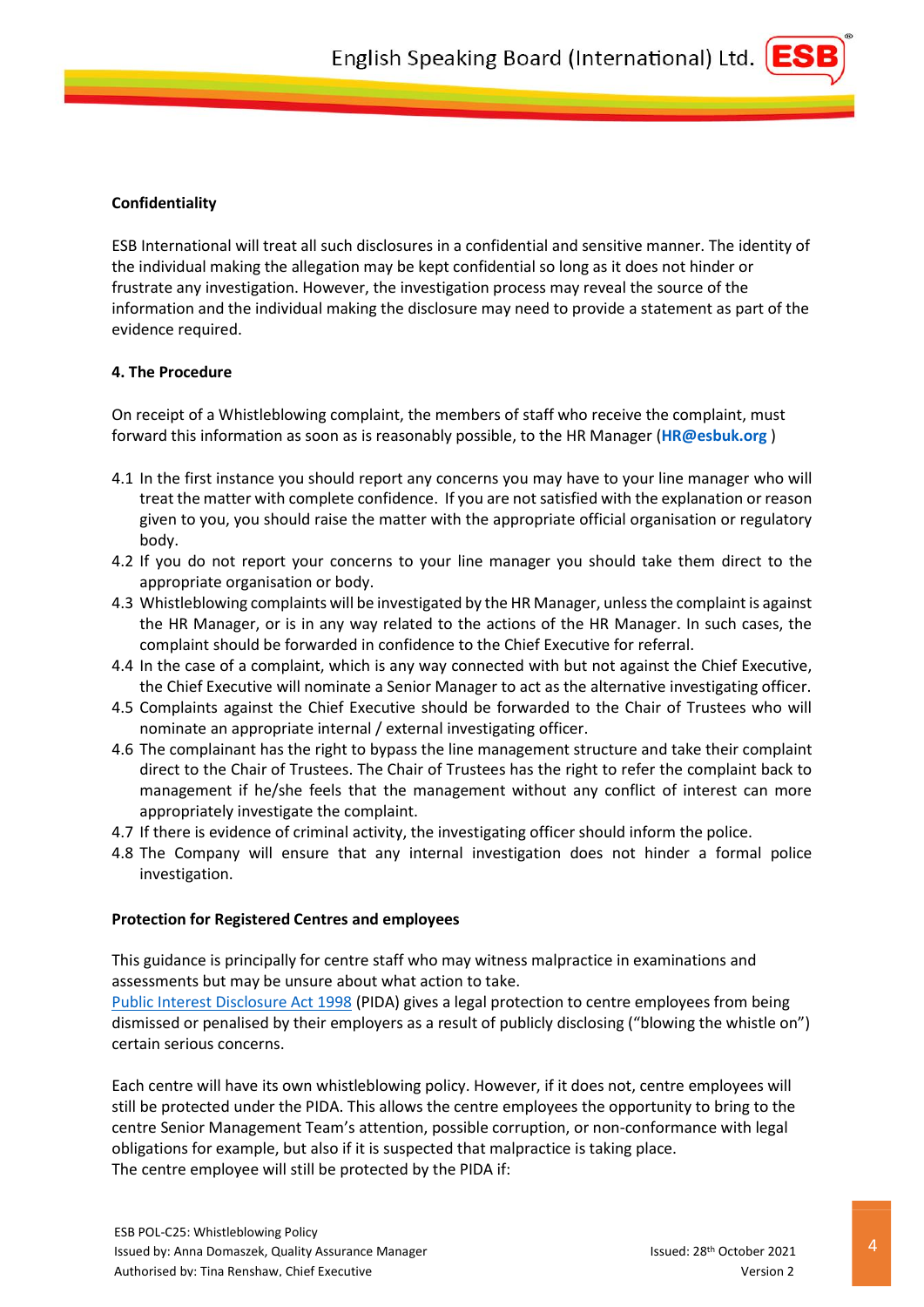**Confidentiality**

ESB International will treat all such disclosures in a confidential and sensitive manner. The identity of the individual making the allegation may be kept confidential so long as it does not hinder or frustrate any investigation. However, the investigation process may reveal the source of the information and the individual making the disclosure may need to provide a statement as part of the evidence required.

**4. The Procedure**

On receipt of a Whistleblowing complaint, the members of staff who receive the complaint, must forward this information as soon as is reasonably possible, to the HR Manager (**HR@esbuk.org** )

4.1 In the first instance you should report any concerns you may have to your line manager who will treat the matter with complete confidence. If you are not satisfied with the explanation or reason given to you, you should raise the matter with the appropriate official organisation or regulatory body.
4.2 If you do not report your concerns to your line manager you should take them direct to the appropriate organisation or body.
4.3 Whistleblowing complaints will be investigated by the HR Manager, unless the complaint is against the HR Manager, or is in any way related to the actions of the HR Manager. In such cases, the complaint should be forwarded in confidence to the Chief Executive for referral.
4.4 In the case of a complaint, which is any way connected with but not against the Chief Executive, the Chief Executive will nominate a Senior Manager to act as the alternative investigating officer.
4.5 Complaints against the Chief Executive should be forwarded to the Chair of Trustees who will nominate an appropriate internal / external investigating officer.
4.6 The complainant has the right to bypass the line management structure and take their complaint direct to the Chair of Trustees. The Chair of Trustees has the right to refer the complaint back to management if he/she feels that the management without any conflict of interest can more appropriately investigate the complaint.
4.7 If there is evidence of criminal activity, the investigating officer should inform the police.
4.8 The Company will ensure that any internal investigation does not hinder a formal police investigation.

**Protection for Registered Centres and employees**

This guidance is principally for centre staff who may witness malpractice in examinations and assessments but may be unsure about what action to take.
Public Interest Disclosure Act 1998 (PIDA) gives a legal protection to centre employees from being dismissed or penalised by their employers as a result of publicly disclosing ("blowing the whistle on") certain serious concerns.

Each centre will have its own whistleblowing policy. However, if it does not, centre employees will still be protected under the PIDA. This allows the centre employees the opportunity to bring to the centre Senior Management Team's attention, possible corruption, or non-conformance with legal obligations for example, but also if it is suspected that malpractice is taking place.
The centre employee will still be protected by the PIDA if: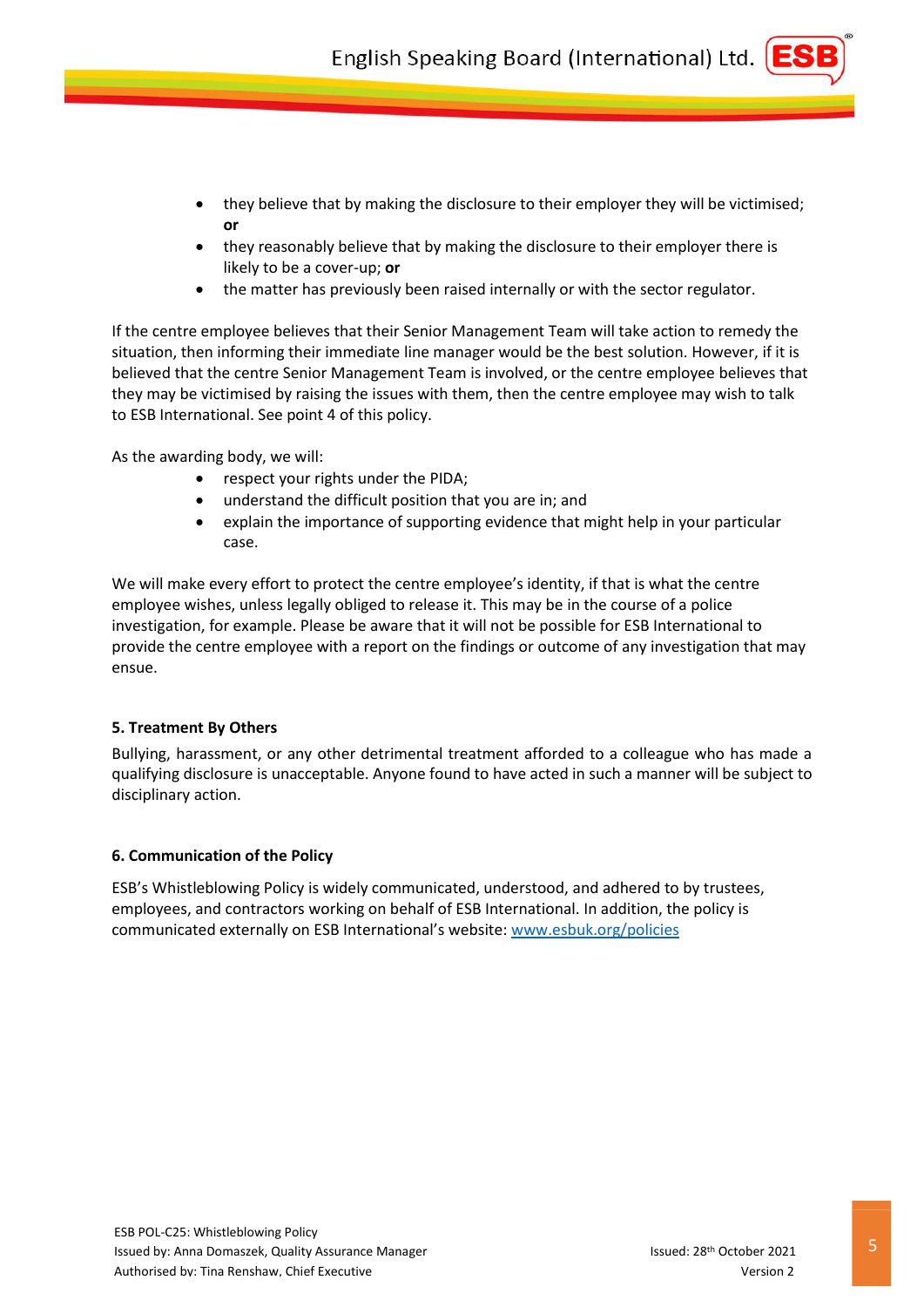- they believe that by making the disclosure to their employer they will be victimised; **or**
- they reasonably believe that by making the disclosure to their employer there is likely to be a cover-up; **or**
- the matter has previously been raised internally or with the sector regulator.

If the centre employee believes that their Senior Management Team will take action to remedy the situation, then informing their immediate line manager would be the best solution. However, if it is believed that the centre Senior Management Team is involved, or the centre employee believes that they may be victimised by raising the issues with them, then the centre employee may wish to talk to ESB International. See point 4 of this policy.

As the awarding body, we will:

- respect your rights under the PIDA;
- understand the difficult position that you are in; and
- explain the importance of supporting evidence that might help in your particular case.

We will make every effort to protect the centre employee's identity, if that is what the centre employee wishes, unless legally obliged to release it. This may be in the course of a police investigation, for example. Please be aware that it will not be possible for ESB International to provide the centre employee with a report on the findings or outcome of any investigation that may ensue.

### 5. Treatment By Others

Bullying, harassment, or any other detrimental treatment afforded to a colleague who has made a qualifying disclosure is unacceptable. Anyone found to have acted in such a manner will be subject to disciplinary action.

### 6. Communication of the Policy

ESB's Whistleblowing Policy is widely communicated, understood, and adhered to by trustees, employees, and contractors working on behalf of ESB International. In addition, the policy is communicated externally on ESB International's website: [www.esbuk.org/policies](www.esbuk.org/policies)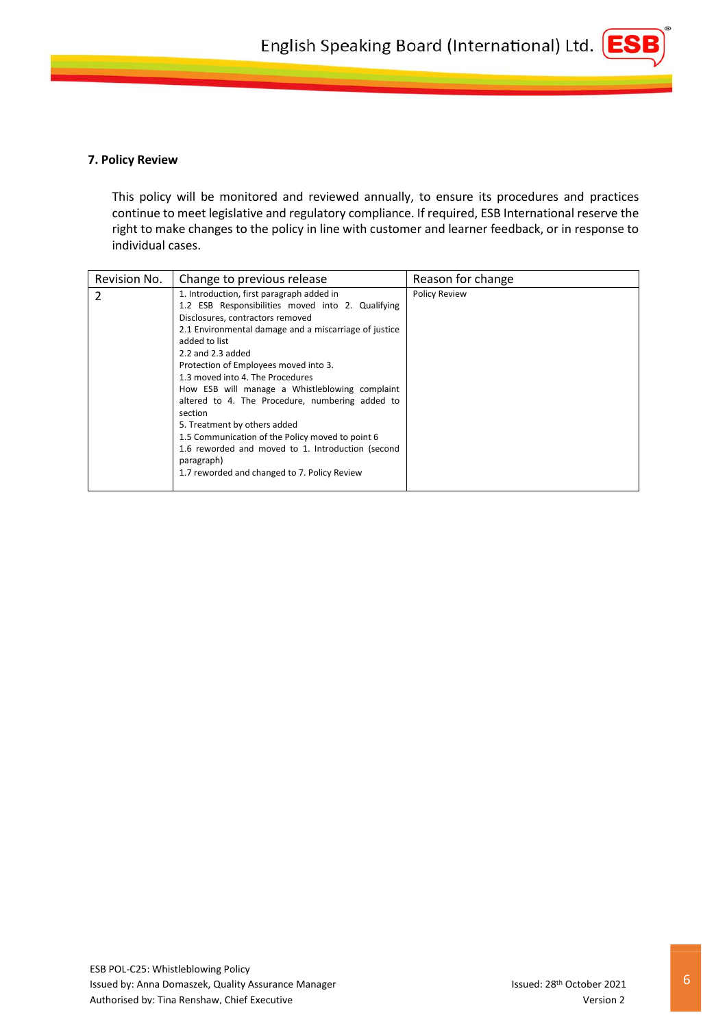**7. Policy Review**

This policy will be monitored and reviewed annually, to ensure its procedures and practices continue to meet legislative and regulatory compliance. If required, ESB International reserve the right to make changes to the policy in line with customer and learner feedback, or in response to individual cases.

| Revision No. | Change to previous release | Reason for change |
|---|---|---|
| 2 | 1. Introduction, first paragraph added in<br>1.2 ESB Responsibilities moved into 2. Qualifying Disclosures, contractors removed<br>2.1 Environmental damage and a miscarriage of justice added to list<br>2.2 and 2.3 added<br>Protection of Employees moved into 3.<br>1.3 moved into 4. The Procedures<br>How ESB will manage a Whistleblowing complaint altered to 4. The Procedure, numbering added to section<br>5. Treatment by others added<br>1.5 Communication of the Policy moved to point 6<br>1.6 reworded and moved to 1. Introduction (second paragraph)<br>1.7 reworded and changed to 7. Policy Review | Policy Review |

ESB POL-C25: Whistleblowing Policy
Issued by: Anna Domaszek, Quality Assurance Manager
Authorised by: Tina Renshaw, Chief Executive

Issued: 28th October 2021
Version 2